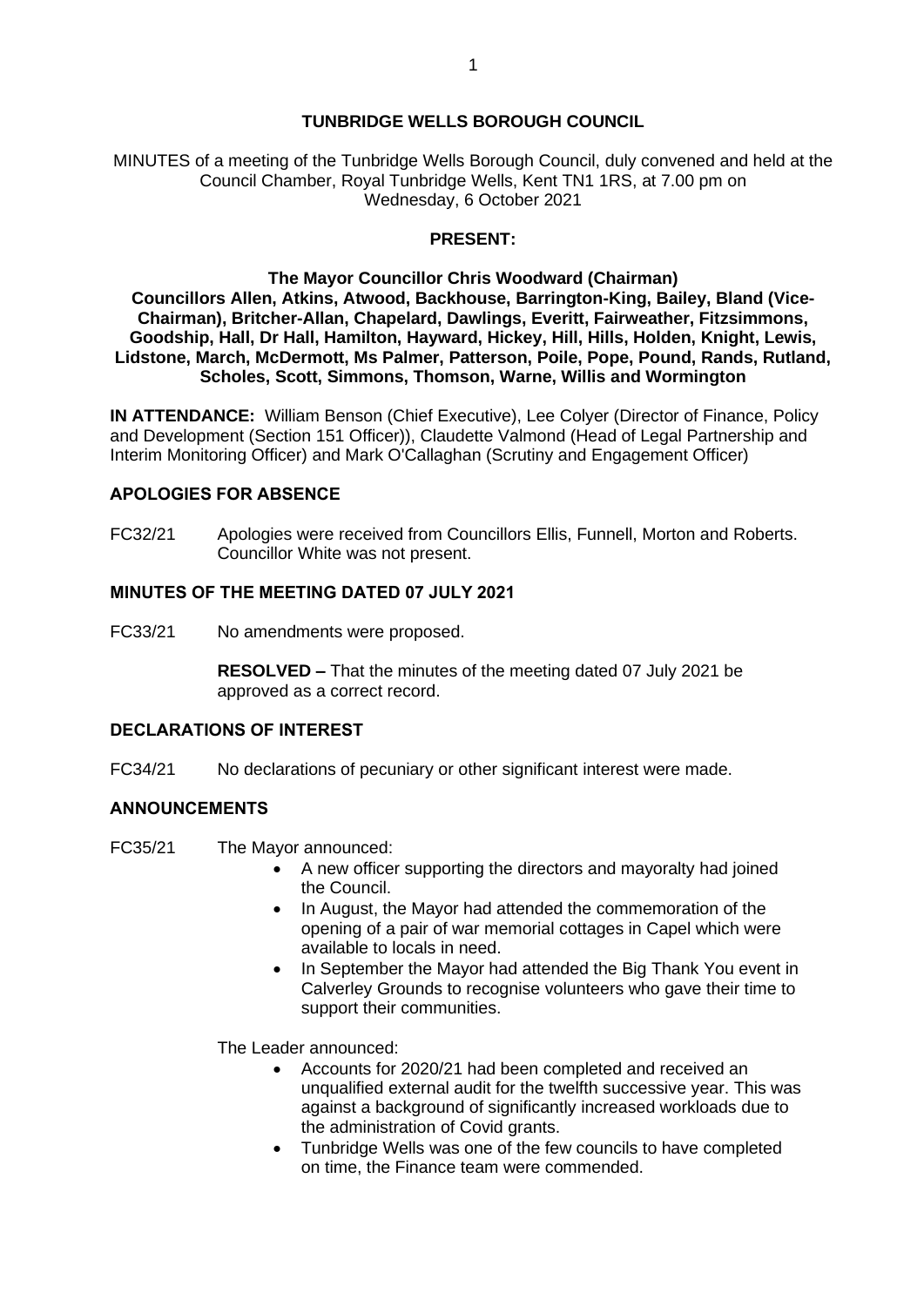# TUNBRIDGE WELLS BOROUGH COUNCIL

MINUTES of a meeting of the Tunbridge Wells Borough Council, duly convened and held at the Council Chamber, Royal Tunbridge Wells, Kent TN1 1RS, at 7.00 pm on Wednesday, 6 October 2021

## PRESENT:

**The Mayor Councillor Chris Woodward (Chairman)**
**Councillors Allen, Atkins, Atwood, Backhouse, Barrington-King, Bailey, Bland (Vice-Chairman), Britcher-Allan, Chapelard, Dawlings, Everitt, Fairweather, Fitzsimmons, Goodship, Hall, Dr Hall, Hamilton, Hayward, Hickey, Hill, Hills, Holden, Knight, Lewis, Lidstone, March, McDermott, Ms Palmer, Patterson, Poile, Pope, Pound, Rands, Rutland, Scholes, Scott, Simmons, Thomson, Warne, Willis and Wormington**

**IN ATTENDANCE:** William Benson (Chief Executive), Lee Colyer (Director of Finance, Policy and Development (Section 151 Officer)), Claudette Valmond (Head of Legal Partnership and Interim Monitoring Officer) and Mark O'Callaghan (Scrutiny and Engagement Officer)

## APOLOGIES FOR ABSENCE

FC32/21 Apologies were received from Councillors Ellis, Funnell, Morton and Roberts. Councillor White was not present.

## MINUTES OF THE MEETING DATED 07 JULY 2021

FC33/21 No amendments were proposed.

**RESOLVED –** That the minutes of the meeting dated 07 July 2021 be approved as a correct record.

## DECLARATIONS OF INTEREST

FC34/21 No declarations of pecuniary or other significant interest were made.

## ANNOUNCEMENTS

FC35/21 The Mayor announced:

- A new officer supporting the directors and mayoralty had joined the Council.
- In August, the Mayor had attended the commemoration of the opening of a pair of war memorial cottages in Capel which were available to locals in need.
- In September the Mayor had attended the Big Thank You event in Calverley Grounds to recognise volunteers who gave their time to support their communities.

The Leader announced:

- Accounts for 2020/21 had been completed and received an unqualified external audit for the twelfth successive year. This was against a background of significantly increased workloads due to the administration of Covid grants.
- Tunbridge Wells was one of the few councils to have completed on time, the Finance team were commended.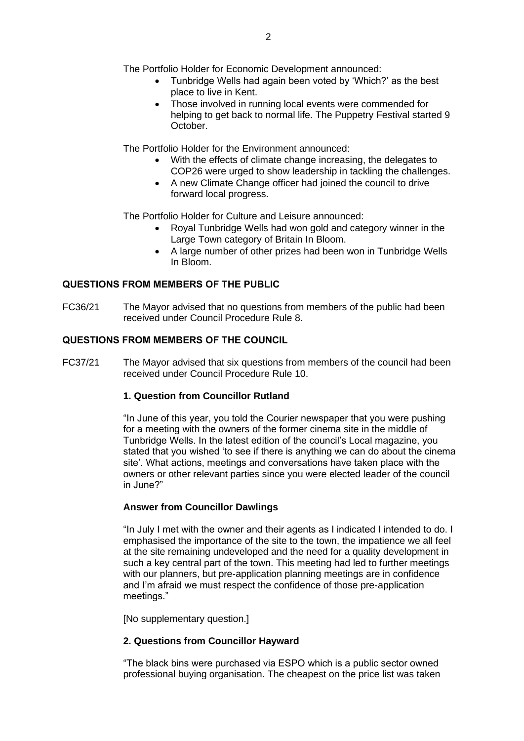The Portfolio Holder for Economic Development announced:

- Tunbridge Wells had again been voted by 'Which?' as the best place to live in Kent.
- Those involved in running local events were commended for helping to get back to normal life. The Puppetry Festival started 9 October.

The Portfolio Holder for the Environment announced:

- With the effects of climate change increasing, the delegates to COP26 were urged to show leadership in tackling the challenges.
- A new Climate Change officer had joined the council to drive forward local progress.

The Portfolio Holder for Culture and Leisure announced:

- Royal Tunbridge Wells had won gold and category winner in the Large Town category of Britain In Bloom.
- A large number of other prizes had been won in Tunbridge Wells In Bloom.

## QUESTIONS FROM MEMBERS OF THE PUBLIC

FC36/21 The Mayor advised that no questions from members of the public had been received under Council Procedure Rule 8.

## QUESTIONS FROM MEMBERS OF THE COUNCIL

FC37/21 The Mayor advised that six questions from members of the council had been received under Council Procedure Rule 10.

### 1. Question from Councillor Rutland

"In June of this year, you told the Courier newspaper that you were pushing for a meeting with the owners of the former cinema site in the middle of Tunbridge Wells. In the latest edition of the council's Local magazine, you stated that you wished 'to see if there is anything we can do about the cinema site'. What actions, meetings and conversations have taken place with the owners or other relevant parties since you were elected leader of the council in June?"

### Answer from Councillor Dawlings

"In July I met with the owner and their agents as I indicated I intended to do. I emphasised the importance of the site to the town, the impatience we all feel at the site remaining undeveloped and the need for a quality development in such a key central part of the town. This meeting had led to further meetings with our planners, but pre-application planning meetings are in confidence and I'm afraid we must respect the confidence of those pre-application meetings."

[No supplementary question.]

### 2. Questions from Councillor Hayward

"The black bins were purchased via ESPO which is a public sector owned professional buying organisation. The cheapest on the price list was taken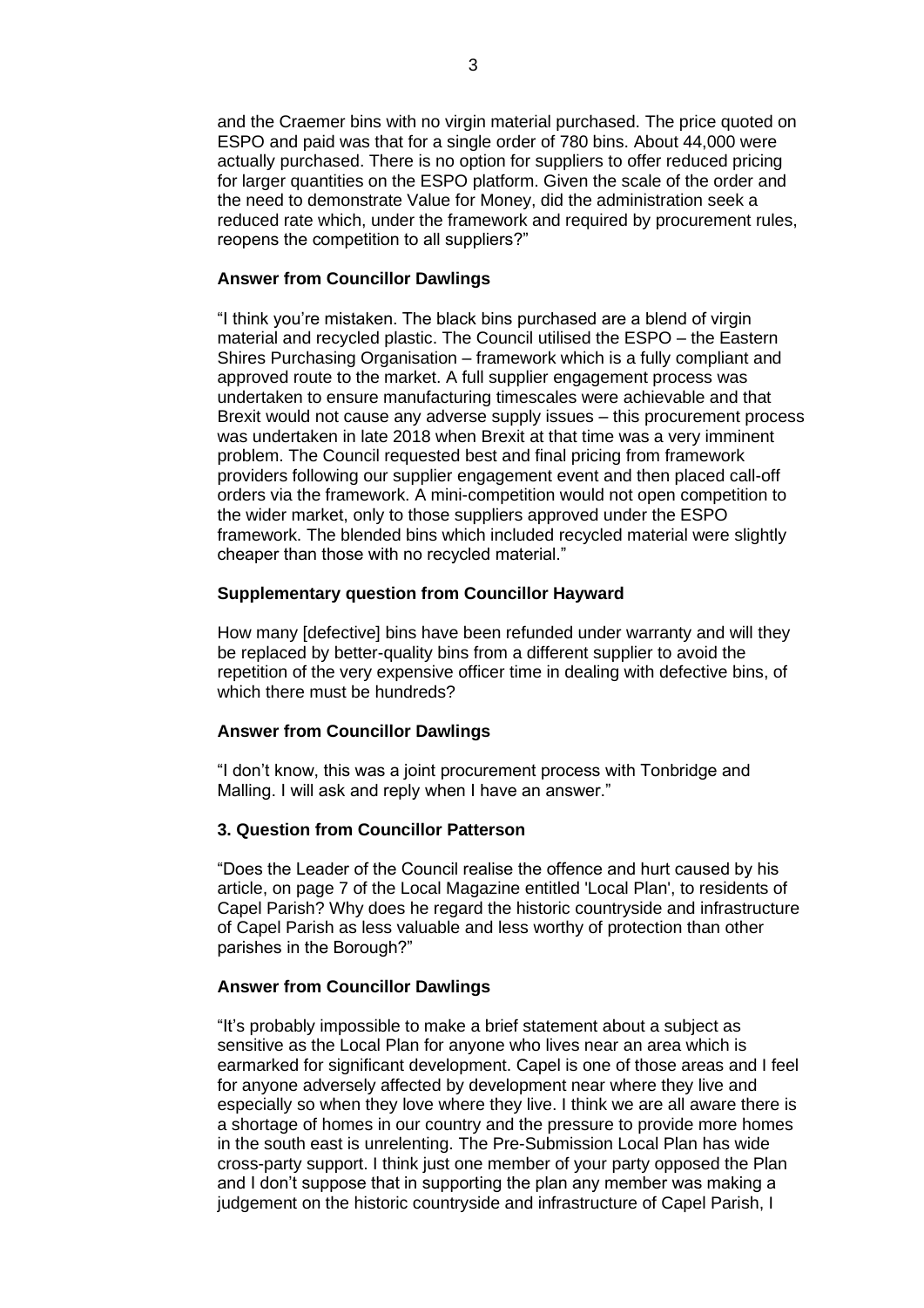and the Craemer bins with no virgin material purchased. The price quoted on ESPO and paid was that for a single order of 780 bins. About 44,000 were actually purchased. There is no option for suppliers to offer reduced pricing for larger quantities on the ESPO platform. Given the scale of the order and the need to demonstrate Value for Money, did the administration seek a reduced rate which, under the framework and required by procurement rules, reopens the competition to all suppliers?"

**Answer from Councillor Dawlings**

"I think you're mistaken. The black bins purchased are a blend of virgin material and recycled plastic. The Council utilised the ESPO – the Eastern Shires Purchasing Organisation – framework which is a fully compliant and approved route to the market. A full supplier engagement process was undertaken to ensure manufacturing timescales were achievable and that Brexit would not cause any adverse supply issues – this procurement process was undertaken in late 2018 when Brexit at that time was a very imminent problem. The Council requested best and final pricing from framework providers following our supplier engagement event and then placed call-off orders via the framework. A mini-competition would not open competition to the wider market, only to those suppliers approved under the ESPO framework. The blended bins which included recycled material were slightly cheaper than those with no recycled material."

**Supplementary question from Councillor Hayward**

How many [defective] bins have been refunded under warranty and will they be replaced by better-quality bins from a different supplier to avoid the repetition of the very expensive officer time in dealing with defective bins, of which there must be hundreds?

**Answer from Councillor Dawlings**

"I don't know, this was a joint procurement process with Tonbridge and Malling. I will ask and reply when I have an answer."

**3. Question from Councillor Patterson**

"Does the Leader of the Council realise the offence and hurt caused by his article, on page 7 of the Local Magazine entitled 'Local Plan', to residents of Capel Parish? Why does he regard the historic countryside and infrastructure of Capel Parish as less valuable and less worthy of protection than other parishes in the Borough?"

**Answer from Councillor Dawlings**

"It's probably impossible to make a brief statement about a subject as sensitive as the Local Plan for anyone who lives near an area which is earmarked for significant development. Capel is one of those areas and I feel for anyone adversely affected by development near where they live and especially so when they love where they live. I think we are all aware there is a shortage of homes in our country and the pressure to provide more homes in the south east is unrelenting. The Pre-Submission Local Plan has wide cross-party support. I think just one member of your party opposed the Plan and I don't suppose that in supporting the plan any member was making a judgement on the historic countryside and infrastructure of Capel Parish, I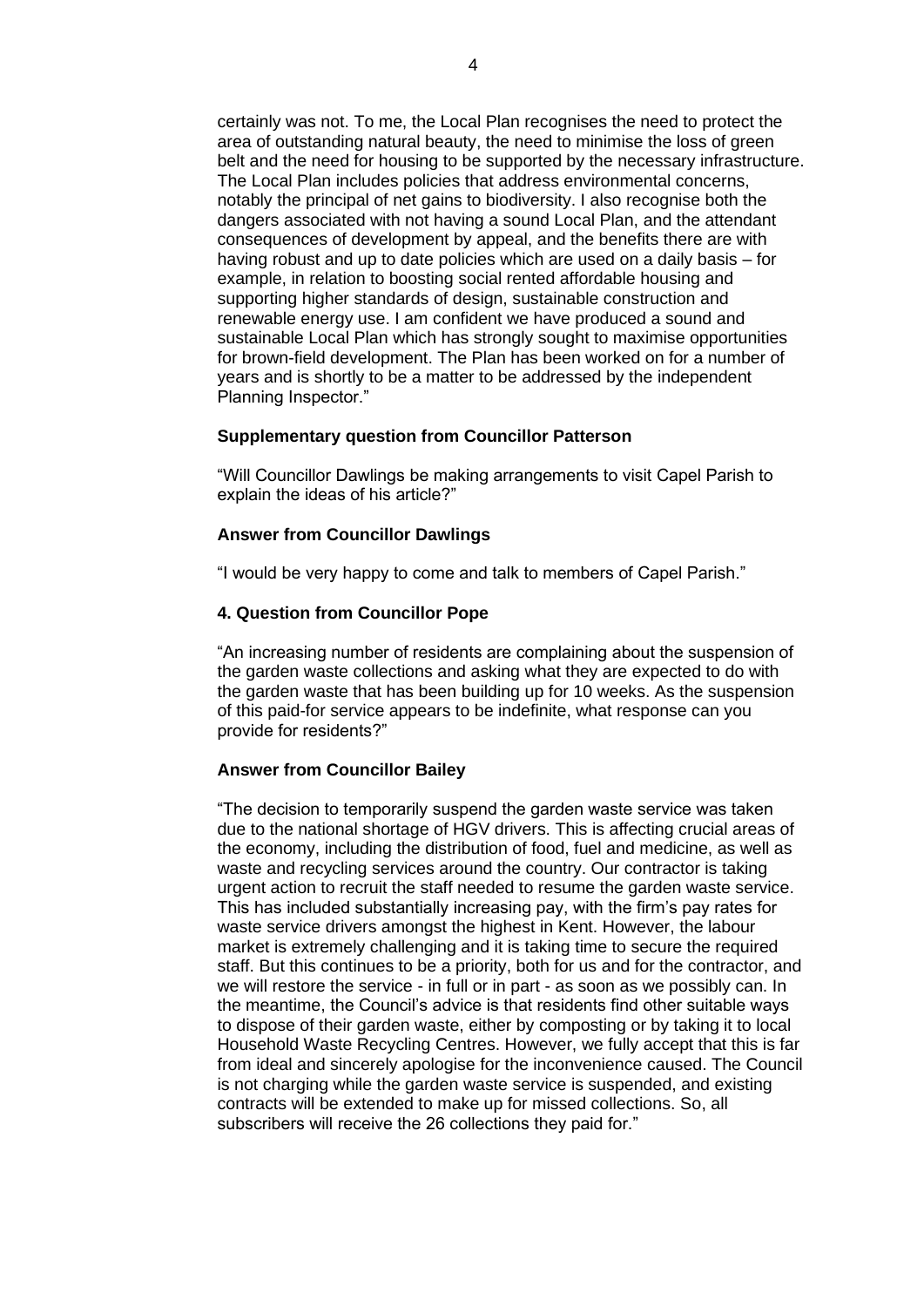certainly was not. To me, the Local Plan recognises the need to protect the area of outstanding natural beauty, the need to minimise the loss of green belt and the need for housing to be supported by the necessary infrastructure. The Local Plan includes policies that address environmental concerns, notably the principal of net gains to biodiversity. I also recognise both the dangers associated with not having a sound Local Plan, and the attendant consequences of development by appeal, and the benefits there are with having robust and up to date policies which are used on a daily basis – for example, in relation to boosting social rented affordable housing and supporting higher standards of design, sustainable construction and renewable energy use. I am confident we have produced a sound and sustainable Local Plan which has strongly sought to maximise opportunities for brown-field development. The Plan has been worked on for a number of years and is shortly to be a matter to be addressed by the independent Planning Inspector."

**Supplementary question from Councillor Patterson**

"Will Councillor Dawlings be making arrangements to visit Capel Parish to explain the ideas of his article?"

**Answer from Councillor Dawlings**

"I would be very happy to come and talk to members of Capel Parish."

**4. Question from Councillor Pope**

"An increasing number of residents are complaining about the suspension of the garden waste collections and asking what they are expected to do with the garden waste that has been building up for 10 weeks. As the suspension of this paid-for service appears to be indefinite, what response can you provide for residents?"

**Answer from Councillor Bailey**

"The decision to temporarily suspend the garden waste service was taken due to the national shortage of HGV drivers. This is affecting crucial areas of the economy, including the distribution of food, fuel and medicine, as well as waste and recycling services around the country. Our contractor is taking urgent action to recruit the staff needed to resume the garden waste service. This has included substantially increasing pay, with the firm's pay rates for waste service drivers amongst the highest in Kent. However, the labour market is extremely challenging and it is taking time to secure the required staff. But this continues to be a priority, both for us and for the contractor, and we will restore the service - in full or in part - as soon as we possibly can. In the meantime, the Council's advice is that residents find other suitable ways to dispose of their garden waste, either by composting or by taking it to local Household Waste Recycling Centres. However, we fully accept that this is far from ideal and sincerely apologise for the inconvenience caused. The Council is not charging while the garden waste service is suspended, and existing contracts will be extended to make up for missed collections. So, all subscribers will receive the 26 collections they paid for."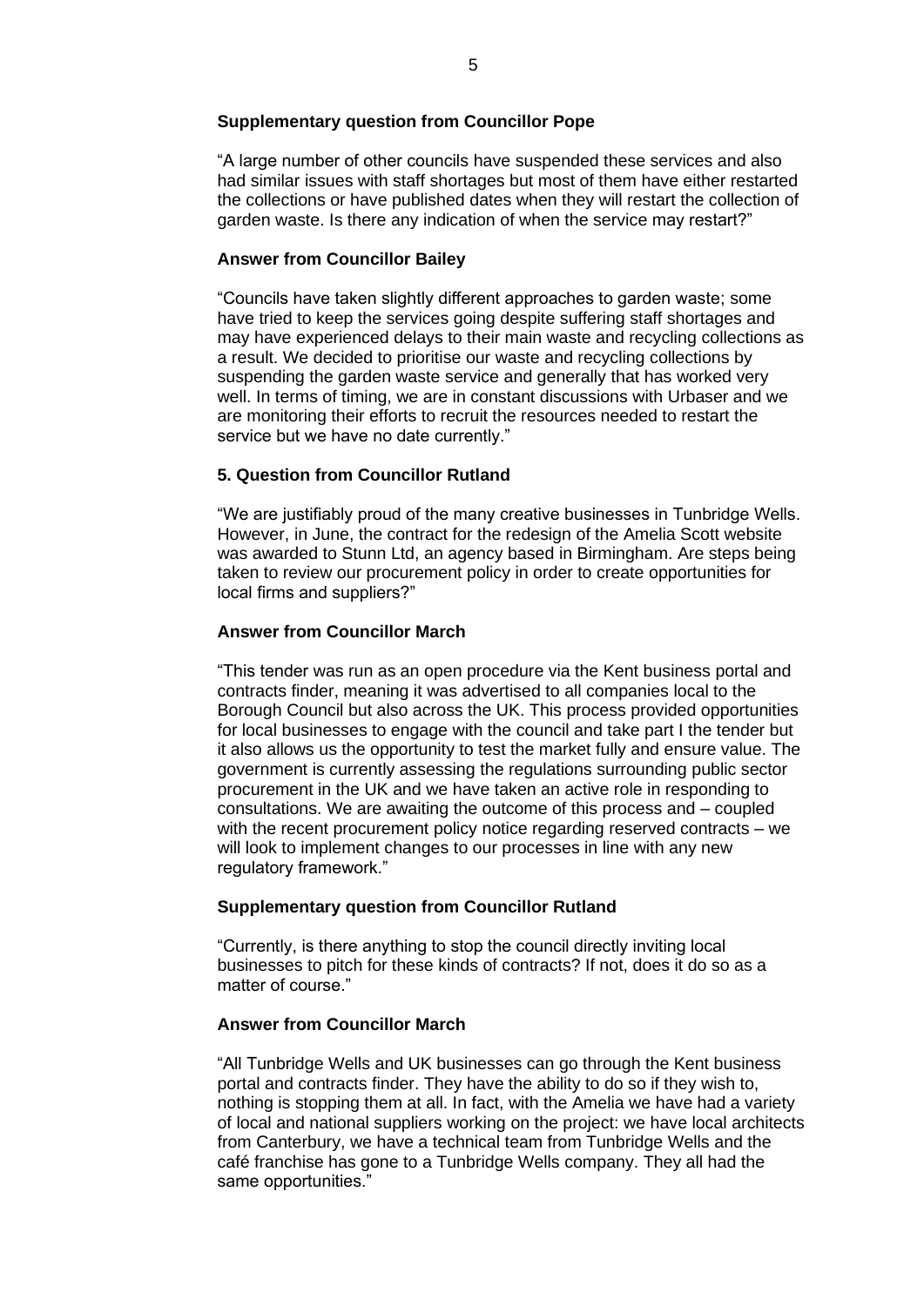**Supplementary question from Councillor Pope**

"A large number of other councils have suspended these services and also had similar issues with staff shortages but most of them have either restarted the collections or have published dates when they will restart the collection of garden waste. Is there any indication of when the service may restart?"

**Answer from Councillor Bailey**

"Councils have taken slightly different approaches to garden waste; some have tried to keep the services going despite suffering staff shortages and may have experienced delays to their main waste and recycling collections as a result. We decided to prioritise our waste and recycling collections by suspending the garden waste service and generally that has worked very well. In terms of timing, we are in constant discussions with Urbaser and we are monitoring their efforts to recruit the resources needed to restart the service but we have no date currently."

**5. Question from Councillor Rutland**

"We are justifiably proud of the many creative businesses in Tunbridge Wells. However, in June, the contract for the redesign of the Amelia Scott website was awarded to Stunn Ltd, an agency based in Birmingham. Are steps being taken to review our procurement policy in order to create opportunities for local firms and suppliers?"

**Answer from Councillor March**

"This tender was run as an open procedure via the Kent business portal and contracts finder, meaning it was advertised to all companies local to the Borough Council but also across the UK. This process provided opportunities for local businesses to engage with the council and take part I the tender but it also allows us the opportunity to test the market fully and ensure value. The government is currently assessing the regulations surrounding public sector procurement in the UK and we have taken an active role in responding to consultations. We are awaiting the outcome of this process and – coupled with the recent procurement policy notice regarding reserved contracts – we will look to implement changes to our processes in line with any new regulatory framework."

**Supplementary question from Councillor Rutland**

"Currently, is there anything to stop the council directly inviting local businesses to pitch for these kinds of contracts? If not, does it do so as a matter of course."

**Answer from Councillor March**

"All Tunbridge Wells and UK businesses can go through the Kent business portal and contracts finder. They have the ability to do so if they wish to, nothing is stopping them at all. In fact, with the Amelia we have had a variety of local and national suppliers working on the project: we have local architects from Canterbury, we have a technical team from Tunbridge Wells and the café franchise has gone to a Tunbridge Wells company. They all had the same opportunities."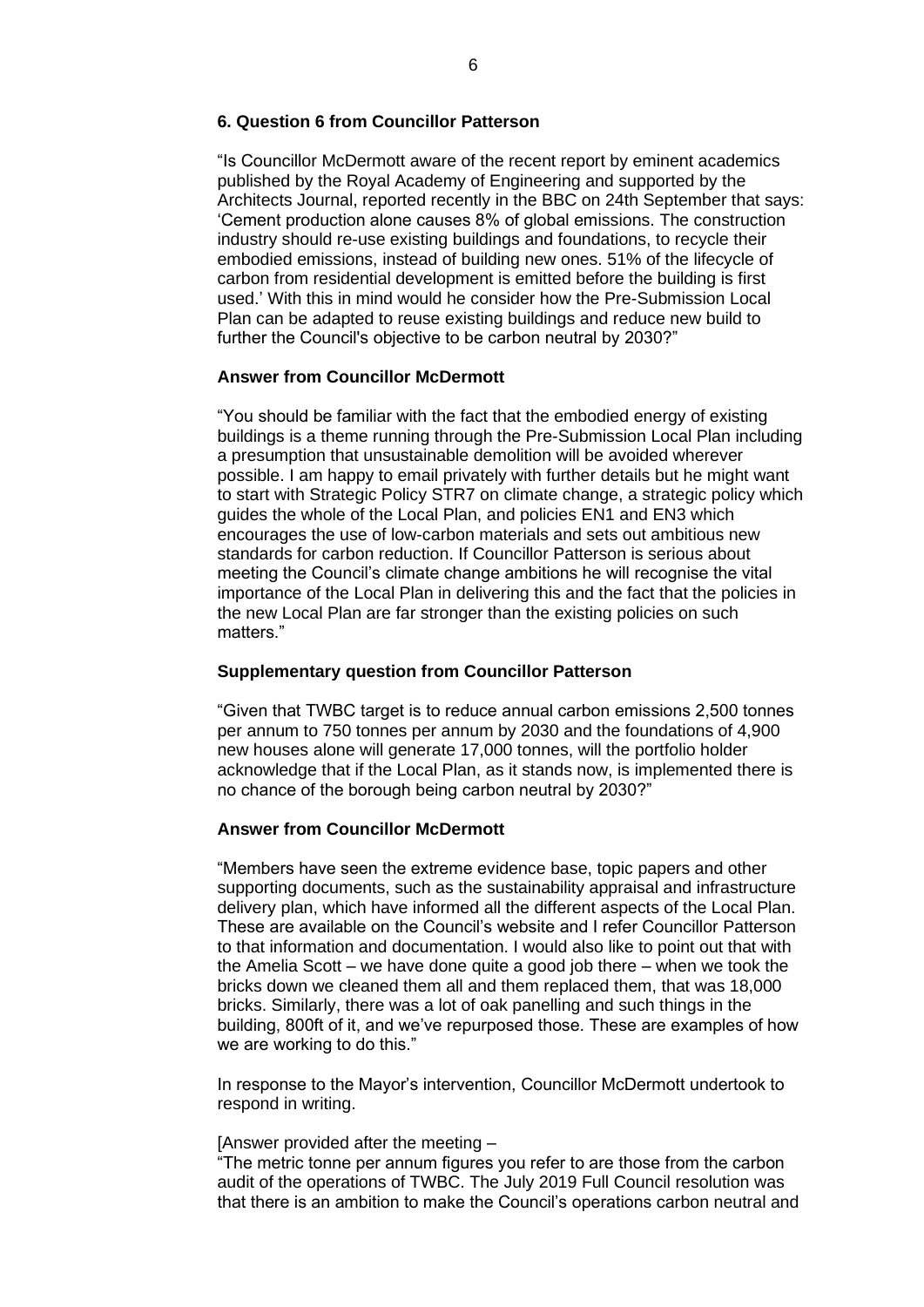### 6. Question 6 from Councillor Patterson

"Is Councillor McDermott aware of the recent report by eminent academics published by the Royal Academy of Engineering and supported by the Architects Journal, reported recently in the BBC on 24th September that says: 'Cement production alone causes 8% of global emissions. The construction industry should re-use existing buildings and foundations, to recycle their embodied emissions, instead of building new ones. 51% of the lifecycle of carbon from residential development is emitted before the building is first used.' With this in mind would he consider how the Pre-Submission Local Plan can be adapted to reuse existing buildings and reduce new build to further the Council's objective to be carbon neutral by 2030?"

**Answer from Councillor McDermott**

"You should be familiar with the fact that the embodied energy of existing buildings is a theme running through the Pre-Submission Local Plan including a presumption that unsustainable demolition will be avoided wherever possible. I am happy to email privately with further details but he might want to start with Strategic Policy STR7 on climate change, a strategic policy which guides the whole of the Local Plan, and policies EN1 and EN3 which encourages the use of low-carbon materials and sets out ambitious new standards for carbon reduction. If Councillor Patterson is serious about meeting the Council's climate change ambitions he will recognise the vital importance of the Local Plan in delivering this and the fact that the policies in the new Local Plan are far stronger than the existing policies on such matters."

**Supplementary question from Councillor Patterson**

"Given that TWBC target is to reduce annual carbon emissions 2,500 tonnes per annum to 750 tonnes per annum by 2030 and the foundations of 4,900 new houses alone will generate 17,000 tonnes, will the portfolio holder acknowledge that if the Local Plan, as it stands now, is implemented there is no chance of the borough being carbon neutral by 2030?"

**Answer from Councillor McDermott**

"Members have seen the extreme evidence base, topic papers and other supporting documents, such as the sustainability appraisal and infrastructure delivery plan, which have informed all the different aspects of the Local Plan. These are available on the Council's website and I refer Councillor Patterson to that information and documentation. I would also like to point out that with the Amelia Scott – we have done quite a good job there – when we took the bricks down we cleaned them all and them replaced them, that was 18,000 bricks. Similarly, there was a lot of oak panelling and such things in the building, 800ft of it, and we've repurposed those. These are examples of how we are working to do this."

In response to the Mayor's intervention, Councillor McDermott undertook to respond in writing.

[Answer provided after the meeting –

"The metric tonne per annum figures you refer to are those from the carbon audit of the operations of TWBC. The July 2019 Full Council resolution was that there is an ambition to make the Council's operations carbon neutral and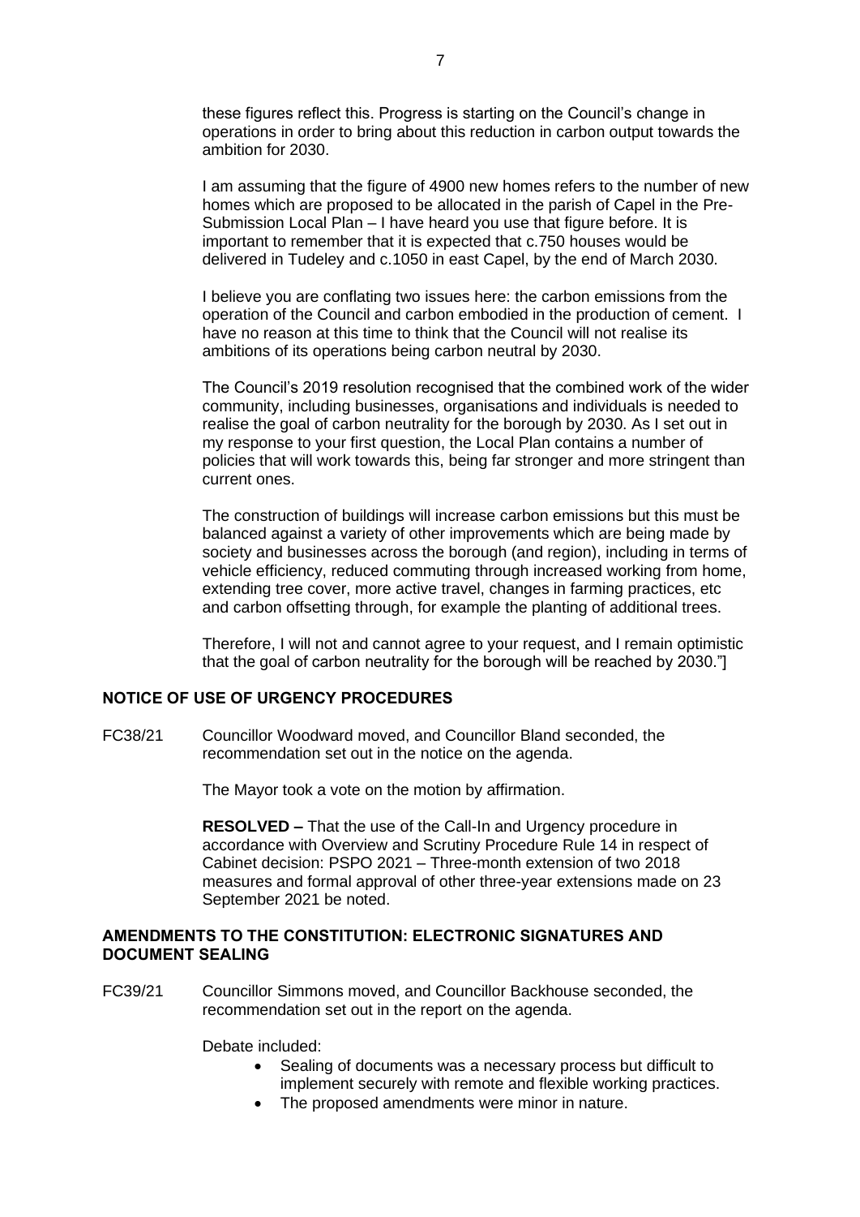these figures reflect this. Progress is starting on the Council's change in operations in order to bring about this reduction in carbon output towards the ambition for 2030.

I am assuming that the figure of 4900 new homes refers to the number of new homes which are proposed to be allocated in the parish of Capel in the Pre-Submission Local Plan – I have heard you use that figure before. It is important to remember that it is expected that c.750 houses would be delivered in Tudeley and c.1050 in east Capel, by the end of March 2030.

I believe you are conflating two issues here: the carbon emissions from the operation of the Council and carbon embodied in the production of cement. I have no reason at this time to think that the Council will not realise its ambitions of its operations being carbon neutral by 2030.

The Council's 2019 resolution recognised that the combined work of the wider community, including businesses, organisations and individuals is needed to realise the goal of carbon neutrality for the borough by 2030. As I set out in my response to your first question, the Local Plan contains a number of policies that will work towards this, being far stronger and more stringent than current ones.

The construction of buildings will increase carbon emissions but this must be balanced against a variety of other improvements which are being made by society and businesses across the borough (and region), including in terms of vehicle efficiency, reduced commuting through increased working from home, extending tree cover, more active travel, changes in farming practices, etc and carbon offsetting through, for example the planting of additional trees.

Therefore, I will not and cannot agree to your request, and I remain optimistic that the goal of carbon neutrality for the borough will be reached by 2030."]

## NOTICE OF USE OF URGENCY PROCEDURES

FC38/21 Councillor Woodward moved, and Councillor Bland seconded, the recommendation set out in the notice on the agenda.

The Mayor took a vote on the motion by affirmation.

**RESOLVED –** That the use of the Call-In and Urgency procedure in accordance with Overview and Scrutiny Procedure Rule 14 in respect of Cabinet decision: PSPO 2021 – Three-month extension of two 2018 measures and formal approval of other three-year extensions made on 23 September 2021 be noted.

## AMENDMENTS TO THE CONSTITUTION: ELECTRONIC SIGNATURES AND DOCUMENT SEALING

FC39/21 Councillor Simmons moved, and Councillor Backhouse seconded, the recommendation set out in the report on the agenda.

Debate included:

- Sealing of documents was a necessary process but difficult to implement securely with remote and flexible working practices.
- The proposed amendments were minor in nature.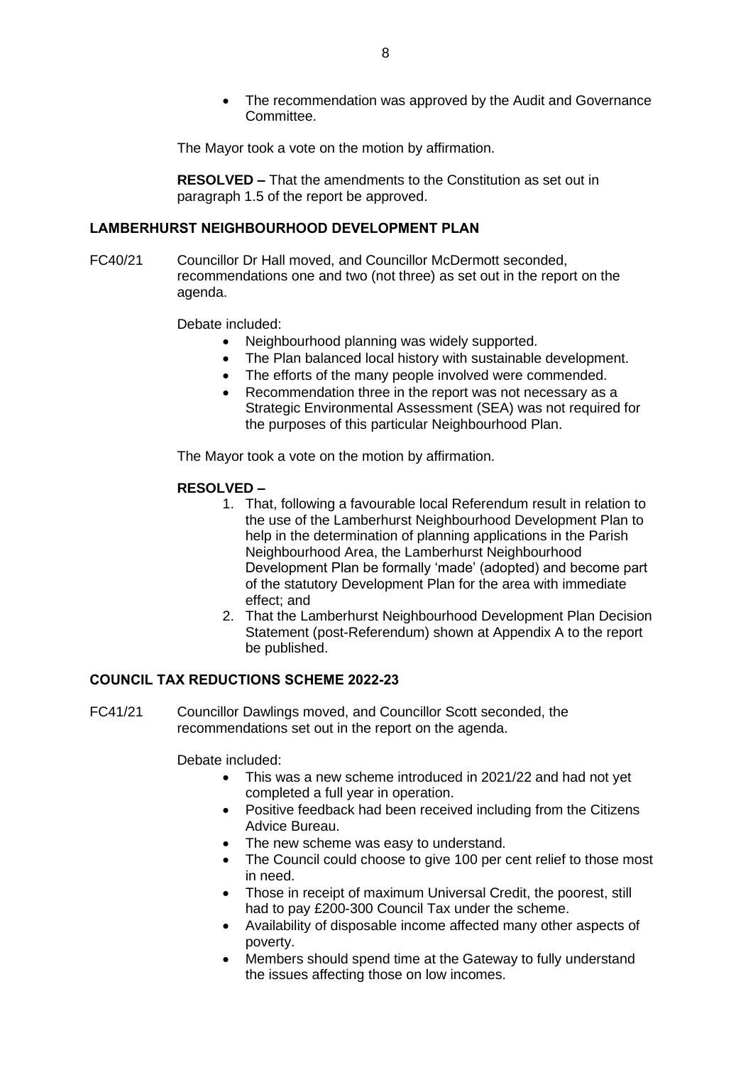- The recommendation was approved by the Audit and Governance Committee.

The Mayor took a vote on the motion by affirmation.

**RESOLVED –** That the amendments to the Constitution as set out in paragraph 1.5 of the report be approved.

## LAMBERHURST NEIGHBOURHOOD DEVELOPMENT PLAN

FC40/21 Councillor Dr Hall moved, and Councillor McDermott seconded, recommendations one and two (not three) as set out in the report on the agenda.

Debate included:

- Neighbourhood planning was widely supported.
- The Plan balanced local history with sustainable development.
- The efforts of the many people involved were commended.
- Recommendation three in the report was not necessary as a Strategic Environmental Assessment (SEA) was not required for the purposes of this particular Neighbourhood Plan.

The Mayor took a vote on the motion by affirmation.

**RESOLVED –**

1. That, following a favourable local Referendum result in relation to the use of the Lamberhurst Neighbourhood Development Plan to help in the determination of planning applications in the Parish Neighbourhood Area, the Lamberhurst Neighbourhood Development Plan be formally 'made' (adopted) and become part of the statutory Development Plan for the area with immediate effect; and
2. That the Lamberhurst Neighbourhood Development Plan Decision Statement (post-Referendum) shown at Appendix A to the report be published.

## COUNCIL TAX REDUCTIONS SCHEME 2022-23

FC41/21 Councillor Dawlings moved, and Councillor Scott seconded, the recommendations set out in the report on the agenda.

Debate included:

- This was a new scheme introduced in 2021/22 and had not yet completed a full year in operation.
- Positive feedback had been received including from the Citizens Advice Bureau.
- The new scheme was easy to understand.
- The Council could choose to give 100 per cent relief to those most in need.
- Those in receipt of maximum Universal Credit, the poorest, still had to pay £200-300 Council Tax under the scheme.
- Availability of disposable income affected many other aspects of poverty.
- Members should spend time at the Gateway to fully understand the issues affecting those on low incomes.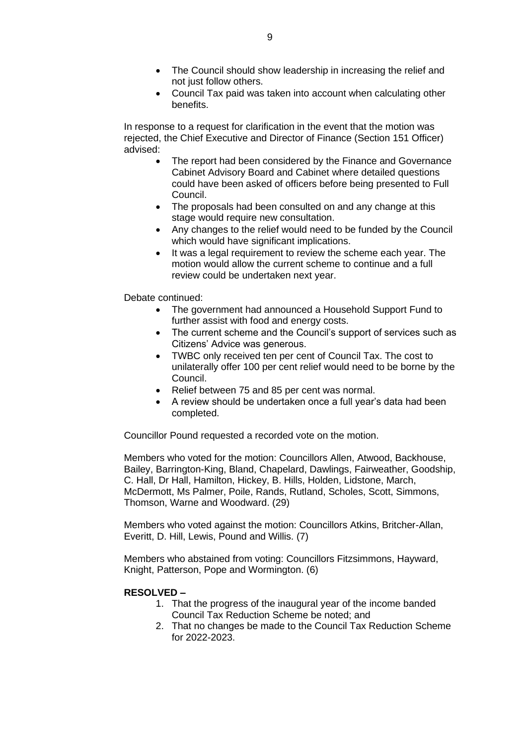- The Council should show leadership in increasing the relief and not just follow others.
- Council Tax paid was taken into account when calculating other benefits.

In response to a request for clarification in the event that the motion was rejected, the Chief Executive and Director of Finance (Section 151 Officer) advised:

- The report had been considered by the Finance and Governance Cabinet Advisory Board and Cabinet where detailed questions could have been asked of officers before being presented to Full Council.
- The proposals had been consulted on and any change at this stage would require new consultation.
- Any changes to the relief would need to be funded by the Council which would have significant implications.
- It was a legal requirement to review the scheme each year. The motion would allow the current scheme to continue and a full review could be undertaken next year.

Debate continued:

- The government had announced a Household Support Fund to further assist with food and energy costs.
- The current scheme and the Council's support of services such as Citizens' Advice was generous.
- TWBC only received ten per cent of Council Tax. The cost to unilaterally offer 100 per cent relief would need to be borne by the Council.
- Relief between 75 and 85 per cent was normal.
- A review should be undertaken once a full year's data had been completed.

Councillor Pound requested a recorded vote on the motion.

Members who voted for the motion: Councillors Allen, Atwood, Backhouse, Bailey, Barrington-King, Bland, Chapelard, Dawlings, Fairweather, Goodship, C. Hall, Dr Hall, Hamilton, Hickey, B. Hills, Holden, Lidstone, March, McDermott, Ms Palmer, Poile, Rands, Rutland, Scholes, Scott, Simmons, Thomson, Warne and Woodward. (29)

Members who voted against the motion: Councillors Atkins, Britcher-Allan, Everitt, D. Hill, Lewis, Pound and Willis. (7)

Members who abstained from voting: Councillors Fitzsimmons, Hayward, Knight, Patterson, Pope and Wormington. (6)

**RESOLVED –**

1. That the progress of the inaugural year of the income banded Council Tax Reduction Scheme be noted; and
2. That no changes be made to the Council Tax Reduction Scheme for 2022-2023.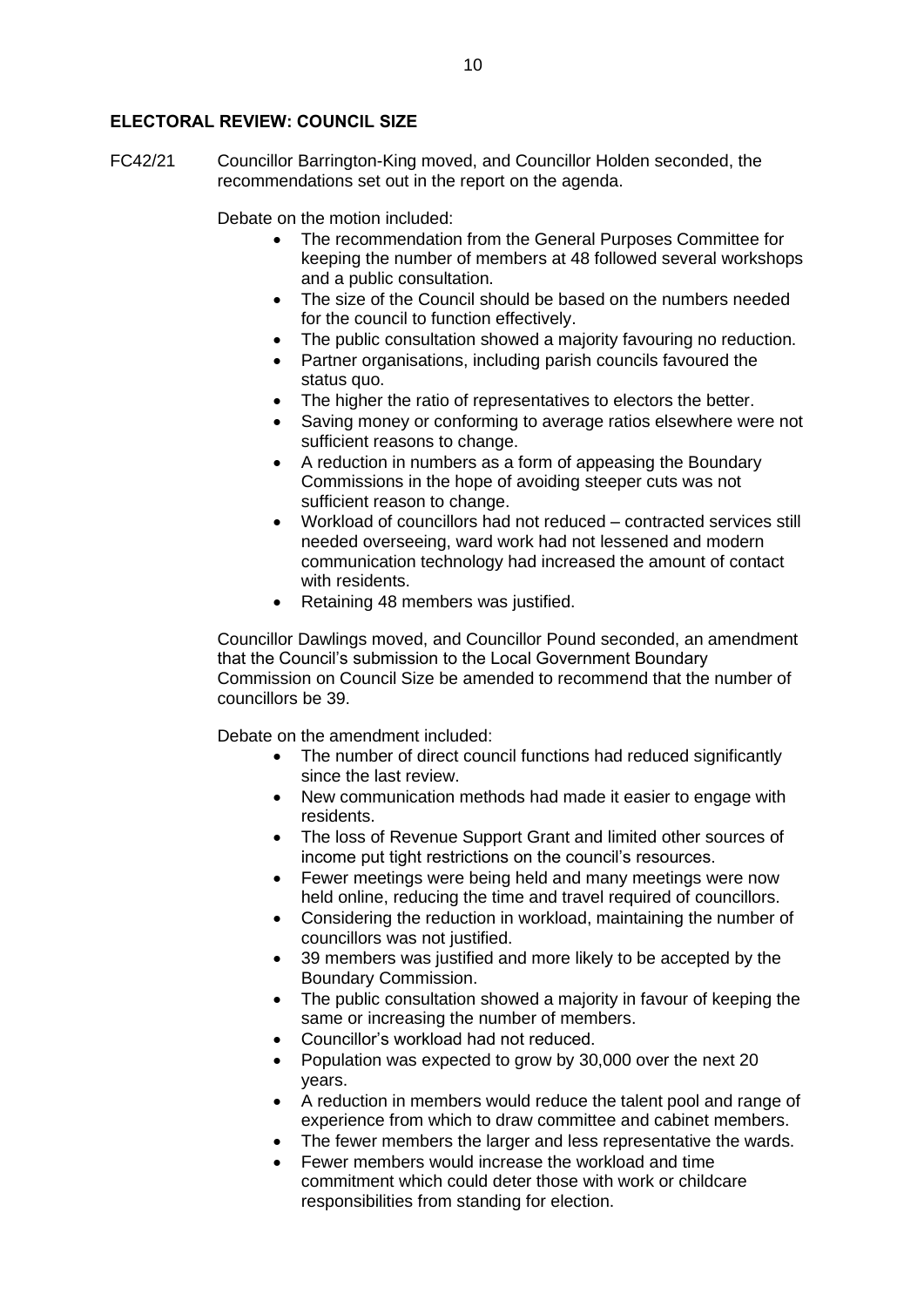## ELECTORAL REVIEW: COUNCIL SIZE

FC42/21 Councillor Barrington-King moved, and Councillor Holden seconded, the recommendations set out in the report on the agenda.

Debate on the motion included:

- The recommendation from the General Purposes Committee for keeping the number of members at 48 followed several workshops and a public consultation.
- The size of the Council should be based on the numbers needed for the council to function effectively.
- The public consultation showed a majority favouring no reduction.
- Partner organisations, including parish councils favoured the status quo.
- The higher the ratio of representatives to electors the better.
- Saving money or conforming to average ratios elsewhere were not sufficient reasons to change.
- A reduction in numbers as a form of appeasing the Boundary Commissions in the hope of avoiding steeper cuts was not sufficient reason to change.
- Workload of councillors had not reduced – contracted services still needed overseeing, ward work had not lessened and modern communication technology had increased the amount of contact with residents.
- Retaining 48 members was justified.

Councillor Dawlings moved, and Councillor Pound seconded, an amendment that the Council's submission to the Local Government Boundary Commission on Council Size be amended to recommend that the number of councillors be 39.

Debate on the amendment included:

- The number of direct council functions had reduced significantly since the last review.
- New communication methods had made it easier to engage with residents.
- The loss of Revenue Support Grant and limited other sources of income put tight restrictions on the council's resources.
- Fewer meetings were being held and many meetings were now held online, reducing the time and travel required of councillors.
- Considering the reduction in workload, maintaining the number of councillors was not justified.
- 39 members was justified and more likely to be accepted by the Boundary Commission.
- The public consultation showed a majority in favour of keeping the same or increasing the number of members.
- Councillor's workload had not reduced.
- Population was expected to grow by 30,000 over the next 20 years.
- A reduction in members would reduce the talent pool and range of experience from which to draw committee and cabinet members.
- The fewer members the larger and less representative the wards.
- Fewer members would increase the workload and time commitment which could deter those with work or childcare responsibilities from standing for election.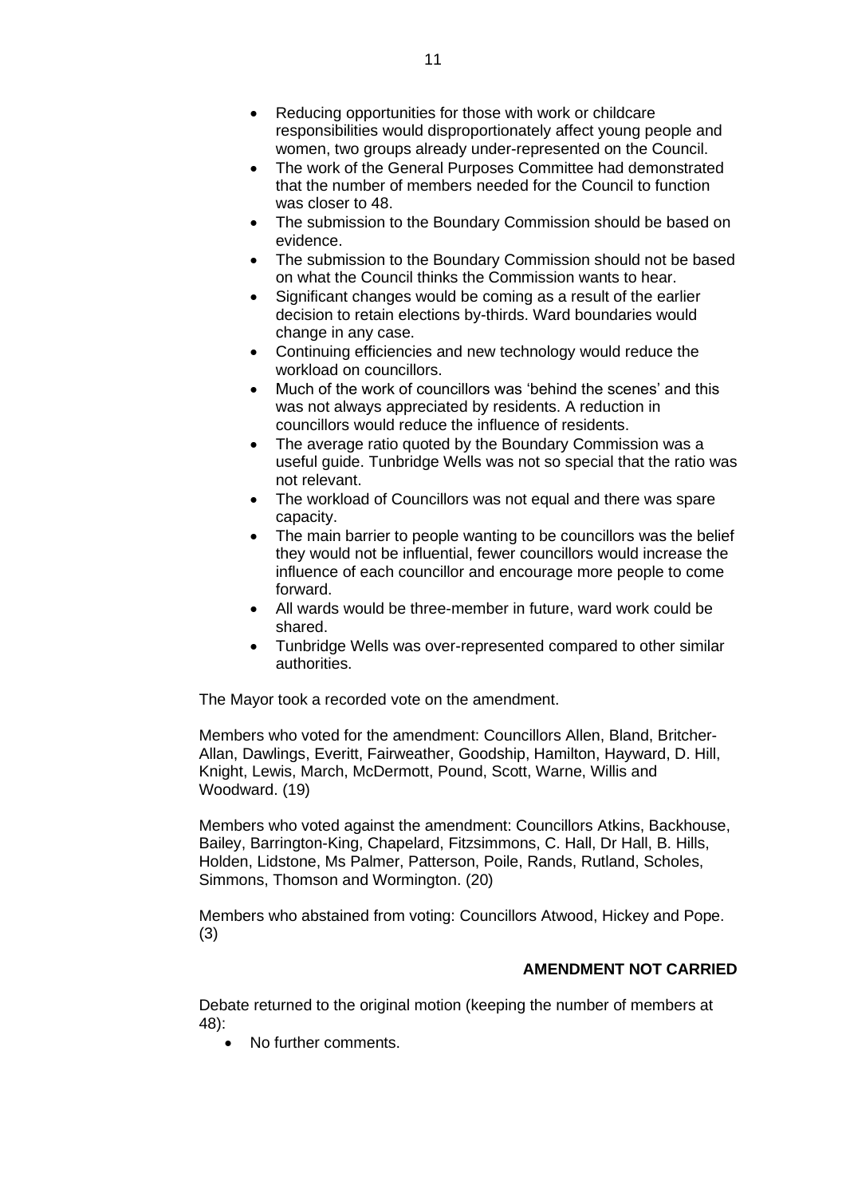- Reducing opportunities for those with work or childcare responsibilities would disproportionately affect young people and women, two groups already under-represented on the Council.
- The work of the General Purposes Committee had demonstrated that the number of members needed for the Council to function was closer to 48.
- The submission to the Boundary Commission should be based on evidence.
- The submission to the Boundary Commission should not be based on what the Council thinks the Commission wants to hear.
- Significant changes would be coming as a result of the earlier decision to retain elections by-thirds. Ward boundaries would change in any case.
- Continuing efficiencies and new technology would reduce the workload on councillors.
- Much of the work of councillors was 'behind the scenes' and this was not always appreciated by residents. A reduction in councillors would reduce the influence of residents.
- The average ratio quoted by the Boundary Commission was a useful guide. Tunbridge Wells was not so special that the ratio was not relevant.
- The workload of Councillors was not equal and there was spare capacity.
- The main barrier to people wanting to be councillors was the belief they would not be influential, fewer councillors would increase the influence of each councillor and encourage more people to come forward.
- All wards would be three-member in future, ward work could be shared.
- Tunbridge Wells was over-represented compared to other similar authorities.

The Mayor took a recorded vote on the amendment.

Members who voted for the amendment: Councillors Allen, Bland, Britcher-Allan, Dawlings, Everitt, Fairweather, Goodship, Hamilton, Hayward, D. Hill, Knight, Lewis, March, McDermott, Pound, Scott, Warne, Willis and Woodward. (19)

Members who voted against the amendment: Councillors Atkins, Backhouse, Bailey, Barrington-King, Chapelard, Fitzsimmons, C. Hall, Dr Hall, B. Hills, Holden, Lidstone, Ms Palmer, Patterson, Poile, Rands, Rutland, Scholes, Simmons, Thomson and Wormington. (20)

Members who abstained from voting: Councillors Atwood, Hickey and Pope. (3)

**AMENDMENT NOT CARRIED**

Debate returned to the original motion (keeping the number of members at 48):

- No further comments.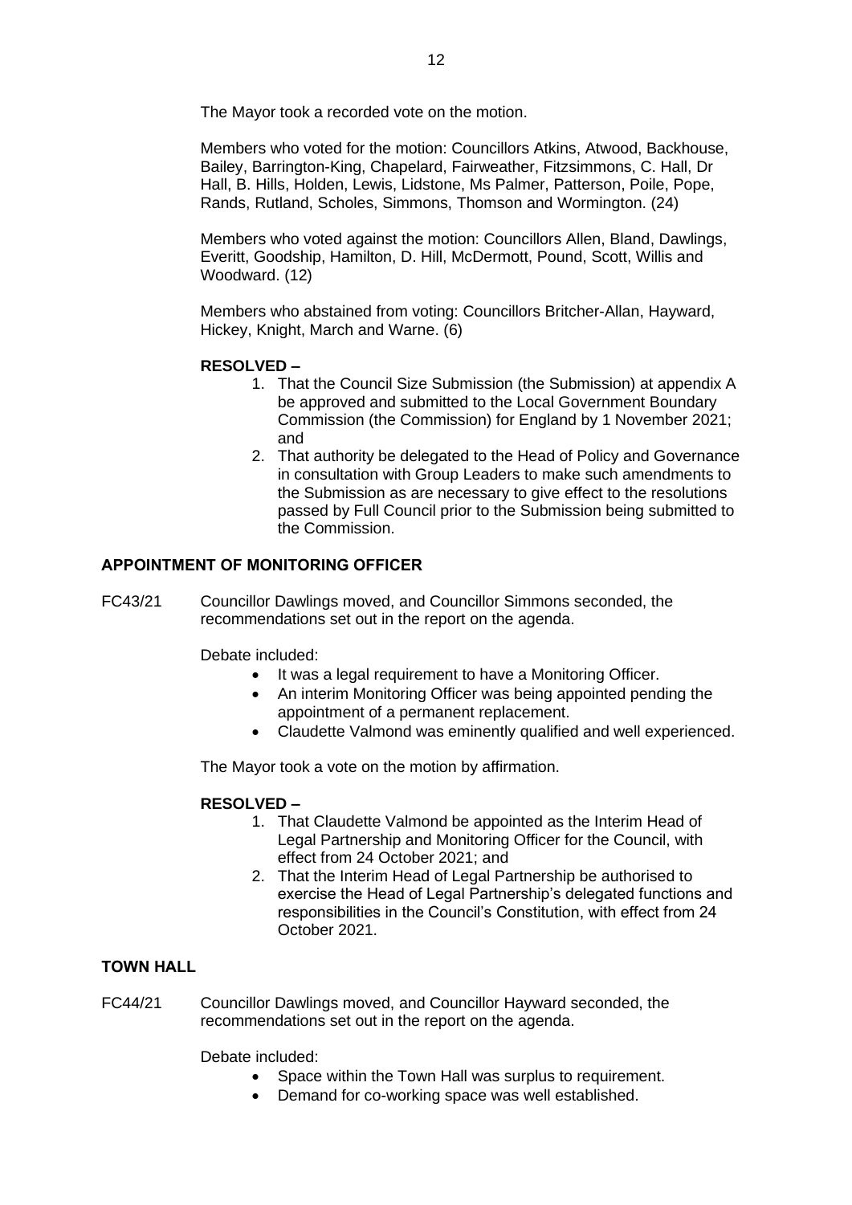The Mayor took a recorded vote on the motion.

Members who voted for the motion: Councillors Atkins, Atwood, Backhouse, Bailey, Barrington-King, Chapelard, Fairweather, Fitzsimmons, C. Hall, Dr Hall, B. Hills, Holden, Lewis, Lidstone, Ms Palmer, Patterson, Poile, Pope, Rands, Rutland, Scholes, Simmons, Thomson and Wormington. (24)

Members who voted against the motion: Councillors Allen, Bland, Dawlings, Everitt, Goodship, Hamilton, D. Hill, McDermott, Pound, Scott, Willis and Woodward. (12)

Members who abstained from voting: Councillors Britcher-Allan, Hayward, Hickey, Knight, March and Warne. (6)

**RESOLVED –**

1. That the Council Size Submission (the Submission) at appendix A be approved and submitted to the Local Government Boundary Commission (the Commission) for England by 1 November 2021; and
2. That authority be delegated to the Head of Policy and Governance in consultation with Group Leaders to make such amendments to the Submission as are necessary to give effect to the resolutions passed by Full Council prior to the Submission being submitted to the Commission.

## APPOINTMENT OF MONITORING OFFICER

FC43/21 Councillor Dawlings moved, and Councillor Simmons seconded, the recommendations set out in the report on the agenda.

Debate included:

- It was a legal requirement to have a Monitoring Officer.
- An interim Monitoring Officer was being appointed pending the appointment of a permanent replacement.
- Claudette Valmond was eminently qualified and well experienced.

The Mayor took a vote on the motion by affirmation.

**RESOLVED –**

1. That Claudette Valmond be appointed as the Interim Head of Legal Partnership and Monitoring Officer for the Council, with effect from 24 October 2021; and
2. That the Interim Head of Legal Partnership be authorised to exercise the Head of Legal Partnership's delegated functions and responsibilities in the Council's Constitution, with effect from 24 October 2021.

## TOWN HALL

FC44/21 Councillor Dawlings moved, and Councillor Hayward seconded, the recommendations set out in the report on the agenda.

Debate included:

- Space within the Town Hall was surplus to requirement.
- Demand for co-working space was well established.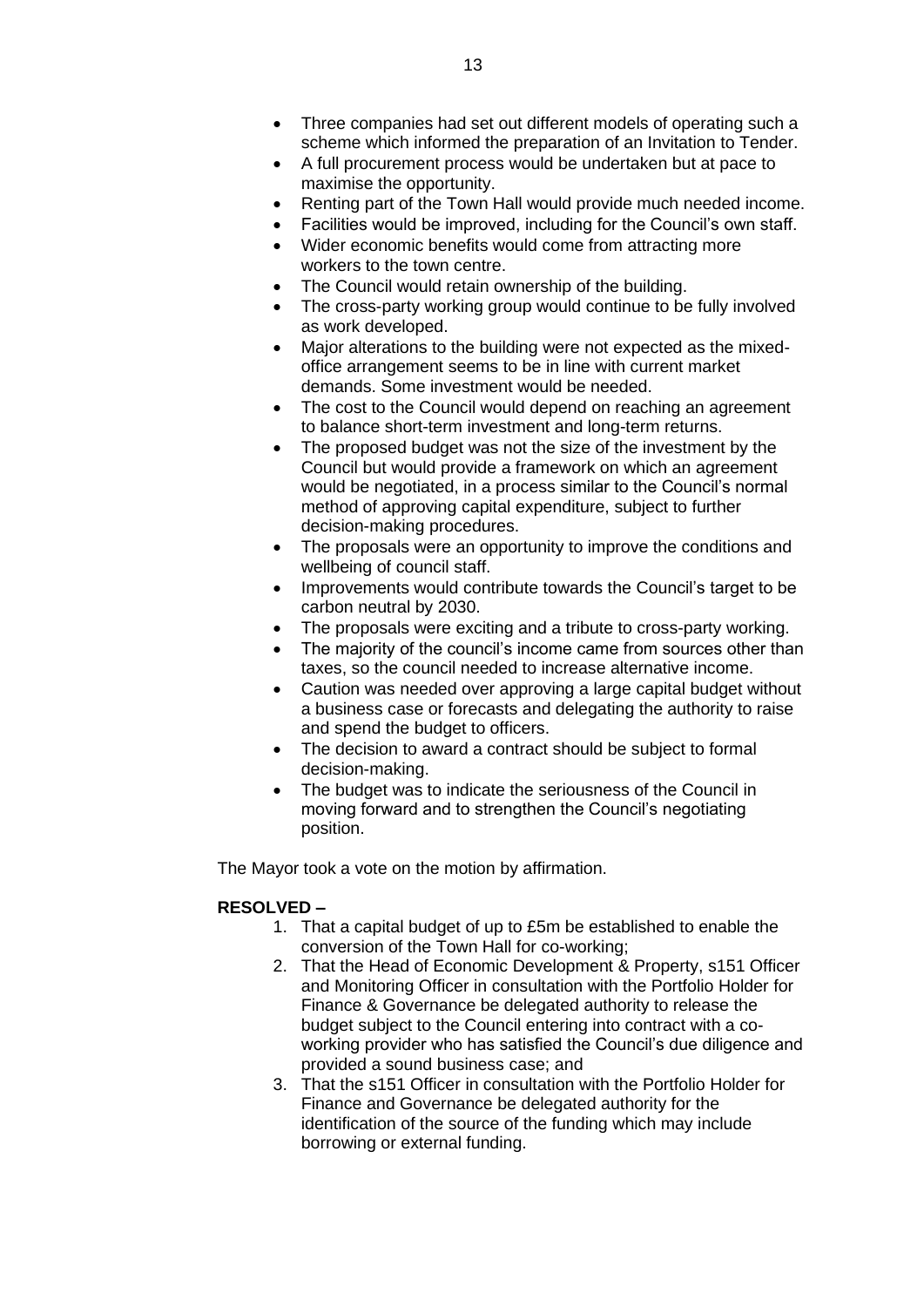- Three companies had set out different models of operating such a scheme which informed the preparation of an Invitation to Tender.
- A full procurement process would be undertaken but at pace to maximise the opportunity.
- Renting part of the Town Hall would provide much needed income.
- Facilities would be improved, including for the Council's own staff.
- Wider economic benefits would come from attracting more workers to the town centre.
- The Council would retain ownership of the building.
- The cross-party working group would continue to be fully involved as work developed.
- Major alterations to the building were not expected as the mixed-office arrangement seems to be in line with current market demands. Some investment would be needed.
- The cost to the Council would depend on reaching an agreement to balance short-term investment and long-term returns.
- The proposed budget was not the size of the investment by the Council but would provide a framework on which an agreement would be negotiated, in a process similar to the Council's normal method of approving capital expenditure, subject to further decision-making procedures.
- The proposals were an opportunity to improve the conditions and wellbeing of council staff.
- Improvements would contribute towards the Council's target to be carbon neutral by 2030.
- The proposals were exciting and a tribute to cross-party working.
- The majority of the council's income came from sources other than taxes, so the council needed to increase alternative income.
- Caution was needed over approving a large capital budget without a business case or forecasts and delegating the authority to raise and spend the budget to officers.
- The decision to award a contract should be subject to formal decision-making.
- The budget was to indicate the seriousness of the Council in moving forward and to strengthen the Council's negotiating position.

The Mayor took a vote on the motion by affirmation.

**RESOLVED –**

1. That a capital budget of up to £5m be established to enable the conversion of the Town Hall for co-working;
2. That the Head of Economic Development & Property, s151 Officer and Monitoring Officer in consultation with the Portfolio Holder for Finance & Governance be delegated authority to release the budget subject to the Council entering into contract with a co-working provider who has satisfied the Council's due diligence and provided a sound business case; and
3. That the s151 Officer in consultation with the Portfolio Holder for Finance and Governance be delegated authority for the identification of the source of the funding which may include borrowing or external funding.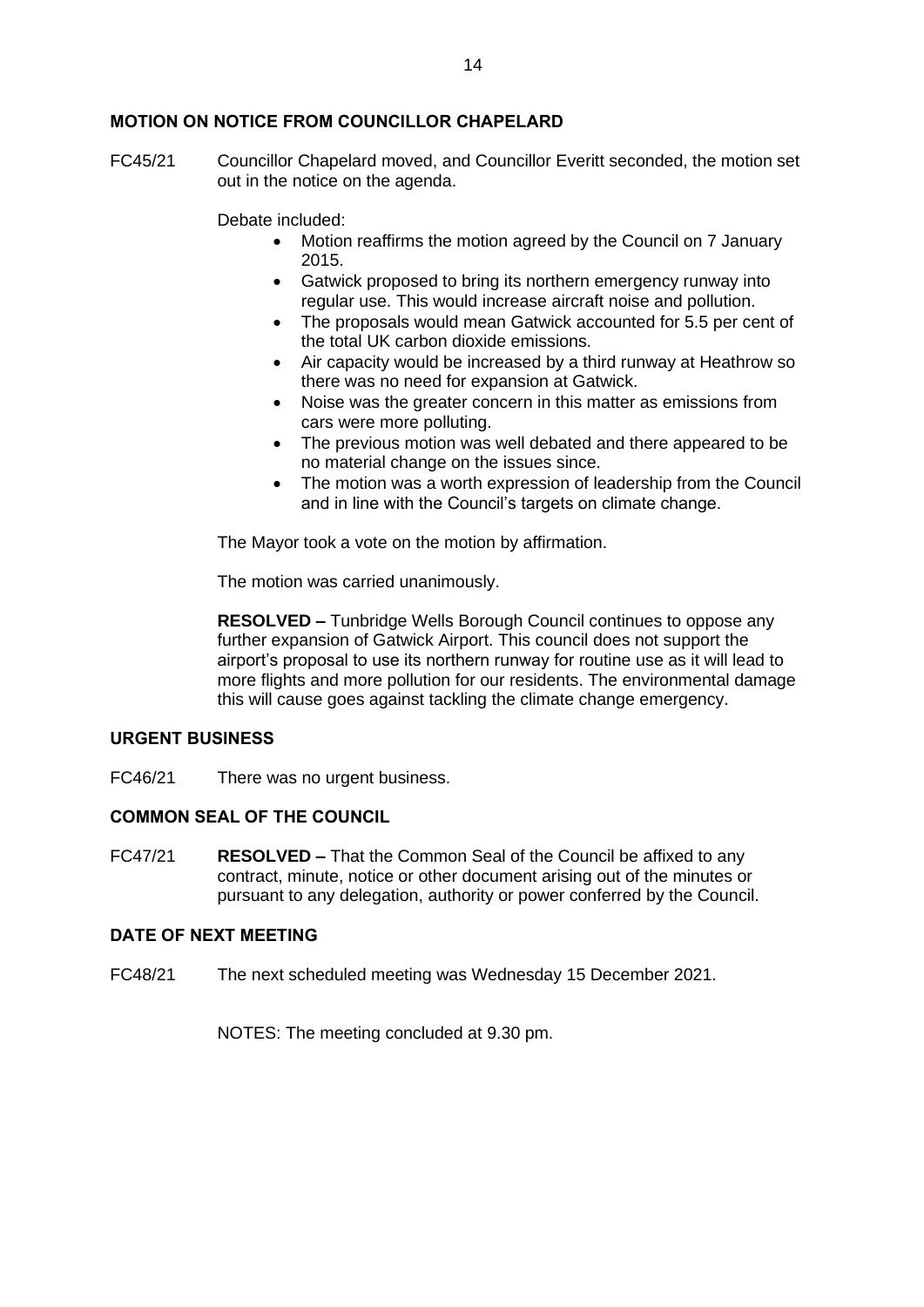## MOTION ON NOTICE FROM COUNCILLOR CHAPELARD

FC45/21 Councillor Chapelard moved, and Councillor Everitt seconded, the motion set out in the notice on the agenda.

Debate included:

- Motion reaffirms the motion agreed by the Council on 7 January 2015.
- Gatwick proposed to bring its northern emergency runway into regular use. This would increase aircraft noise and pollution.
- The proposals would mean Gatwick accounted for 5.5 per cent of the total UK carbon dioxide emissions.
- Air capacity would be increased by a third runway at Heathrow so there was no need for expansion at Gatwick.
- Noise was the greater concern in this matter as emissions from cars were more polluting.
- The previous motion was well debated and there appeared to be no material change on the issues since.
- The motion was a worth expression of leadership from the Council and in line with the Council's targets on climate change.

The Mayor took a vote on the motion by affirmation.

The motion was carried unanimously.

**RESOLVED –** Tunbridge Wells Borough Council continues to oppose any further expansion of Gatwick Airport. This council does not support the airport's proposal to use its northern runway for routine use as it will lead to more flights and more pollution for our residents. The environmental damage this will cause goes against tackling the climate change emergency.

## URGENT BUSINESS

FC46/21 There was no urgent business.

## COMMON SEAL OF THE COUNCIL

FC47/21 **RESOLVED –** That the Common Seal of the Council be affixed to any contract, minute, notice or other document arising out of the minutes or pursuant to any delegation, authority or power conferred by the Council.

## DATE OF NEXT MEETING

FC48/21 The next scheduled meeting was Wednesday 15 December 2021.

NOTES: The meeting concluded at 9.30 pm.